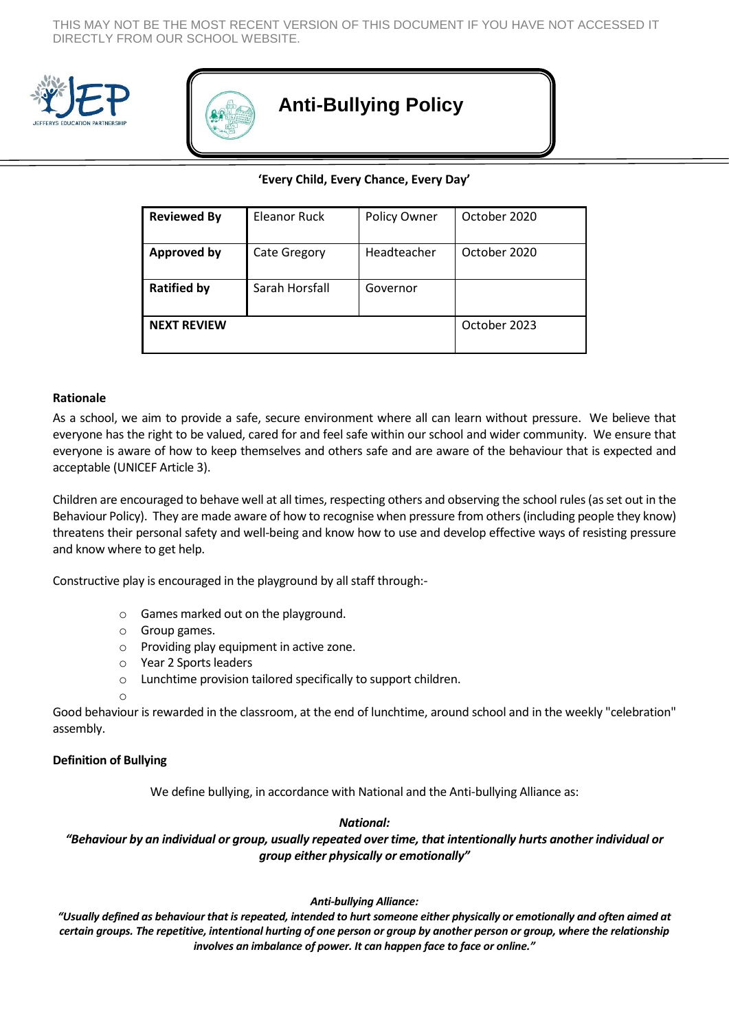THIS MAY NOT BE THE MOST RECENT VERSION OF THIS DOCUMENT IF YOU HAVE NOT ACCESSED IT DIRECTLY FROM OUR SCHOOL WEBSITE.

# Anti-Bullying Policy

**'Every Child, Every Chance, Every Day'**

| **Reviewed By** | Eleanor Ruck | Policy Owner | October 2020 |
|---|---|---|---|
| **Approved by** | Cate Gregory | Headteacher | October 2020 |
| **Ratified by** | Sarah Horsfall | Governor | |
| **NEXT REVIEW** | | | October 2023 |

**Rationale**

As a school, we aim to provide a safe, secure environment where all can learn without pressure. We believe that everyone has the right to be valued, cared for and feel safe within our school and wider community. We ensure that everyone is aware of how to keep themselves and others safe and are aware of the behaviour that is expected and acceptable (UNICEF Article 3).

Children are encouraged to behave well at all times, respecting others and observing the school rules (as set out in the Behaviour Policy). They are made aware of how to recognise when pressure from others (including people they know) threatens their personal safety and well-being and know how to use and develop effective ways of resisting pressure and know where to get help.

Constructive play is encouraged in the playground by all staff through:-

- Games marked out on the playground.
- Group games.
- Providing play equipment in active zone.
- Year 2 Sports leaders
- Lunchtime provision tailored specifically to support children.

Good behaviour is rewarded in the classroom, at the end of lunchtime, around school and in the weekly "celebration" assembly.

**Definition of Bullying**

We define bullying, in accordance with National and the Anti-bullying Alliance as:

***National:***
***"Behaviour by an individual or group, usually repeated over time, that intentionally hurts another individual or group either physically or emotionally"***

***Anti-bullying Alliance:***
***"Usually defined as behaviour that is repeated, intended to hurt someone either physically or emotionally and often aimed at certain groups. The repetitive, intentional hurting of one person or group by another person or group, where the relationship involves an imbalance of power. It can happen face to face or online."***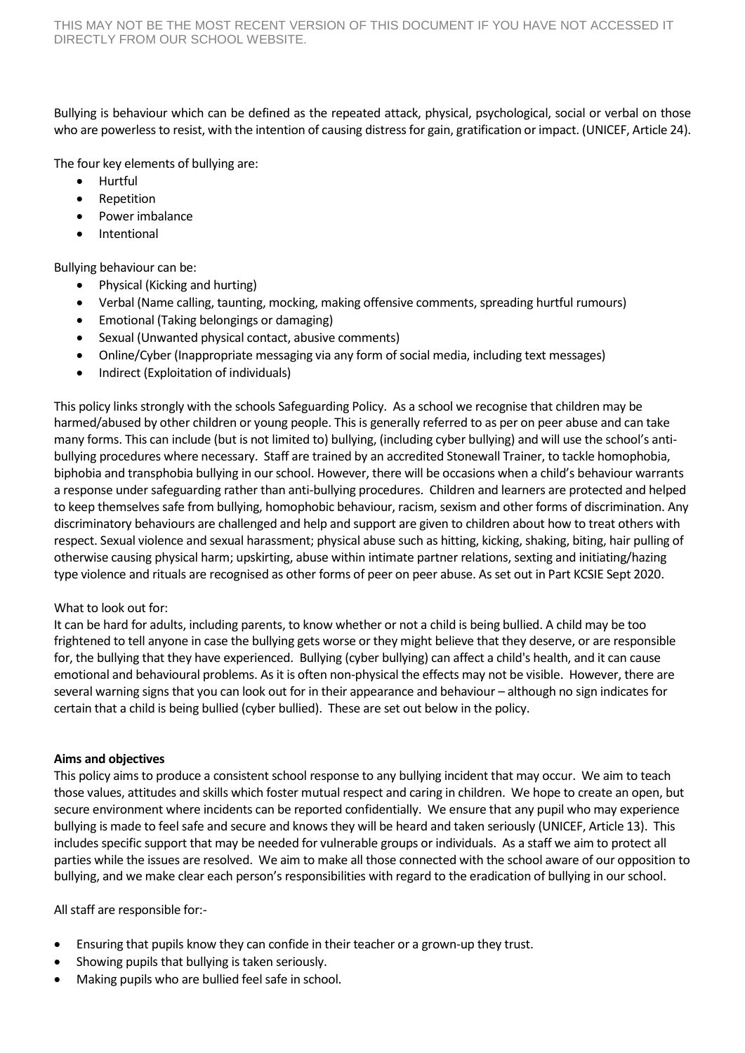Bullying is behaviour which can be defined as the repeated attack, physical, psychological, social or verbal on those who are powerless to resist, with the intention of causing distress for gain, gratification or impact. (UNICEF, Article 24).

The four key elements of bullying are:

- Hurtful
- Repetition
- Power imbalance
- Intentional

Bullying behaviour can be:

- Physical (Kicking and hurting)
- Verbal (Name calling, taunting, mocking, making offensive comments, spreading hurtful rumours)
- Emotional (Taking belongings or damaging)
- Sexual (Unwanted physical contact, abusive comments)
- Online/Cyber (Inappropriate messaging via any form of social media, including text messages)
- Indirect (Exploitation of individuals)

This policy links strongly with the schools Safeguarding Policy. As a school we recognise that children may be harmed/abused by other children or young people. This is generally referred to as per on peer abuse and can take many forms. This can include (but is not limited to) bullying, (including cyber bullying) and will use the school's anti-bullying procedures where necessary. Staff are trained by an accredited Stonewall Trainer, to tackle homophobia, biphobia and transphobia bullying in our school. However, there will be occasions when a child's behaviour warrants a response under safeguarding rather than anti-bullying procedures. Children and learners are protected and helped to keep themselves safe from bullying, homophobic behaviour, racism, sexism and other forms of discrimination. Any discriminatory behaviours are challenged and help and support are given to children about how to treat others with respect. Sexual violence and sexual harassment; physical abuse such as hitting, kicking, shaking, biting, hair pulling of otherwise causing physical harm; upskirting, abuse within intimate partner relations, sexting and initiating/hazing type violence and rituals are recognised as other forms of peer on peer abuse. As set out in Part KCSIE Sept 2020.

What to look out for:

It can be hard for adults, including parents, to know whether or not a child is being bullied. A child may be too frightened to tell anyone in case the bullying gets worse or they might believe that they deserve, or are responsible for, the bullying that they have experienced. Bullying (cyber bullying) can affect a child's health, and it can cause emotional and behavioural problems. As it is often non-physical the effects may not be visible. However, there are several warning signs that you can look out for in their appearance and behaviour – although no sign indicates for certain that a child is being bullied (cyber bullied). These are set out below in the policy.

**Aims and objectives**

This policy aims to produce a consistent school response to any bullying incident that may occur. We aim to teach those values, attitudes and skills which foster mutual respect and caring in children. We hope to create an open, but secure environment where incidents can be reported confidentially. We ensure that any pupil who may experience bullying is made to feel safe and secure and knows they will be heard and taken seriously (UNICEF, Article 13). This includes specific support that may be needed for vulnerable groups or individuals. As a staff we aim to protect all parties while the issues are resolved. We aim to make all those connected with the school aware of our opposition to bullying, and we make clear each person's responsibilities with regard to the eradication of bullying in our school.

All staff are responsible for:-

- Ensuring that pupils know they can confide in their teacher or a grown-up they trust.
- Showing pupils that bullying is taken seriously.
- Making pupils who are bullied feel safe in school.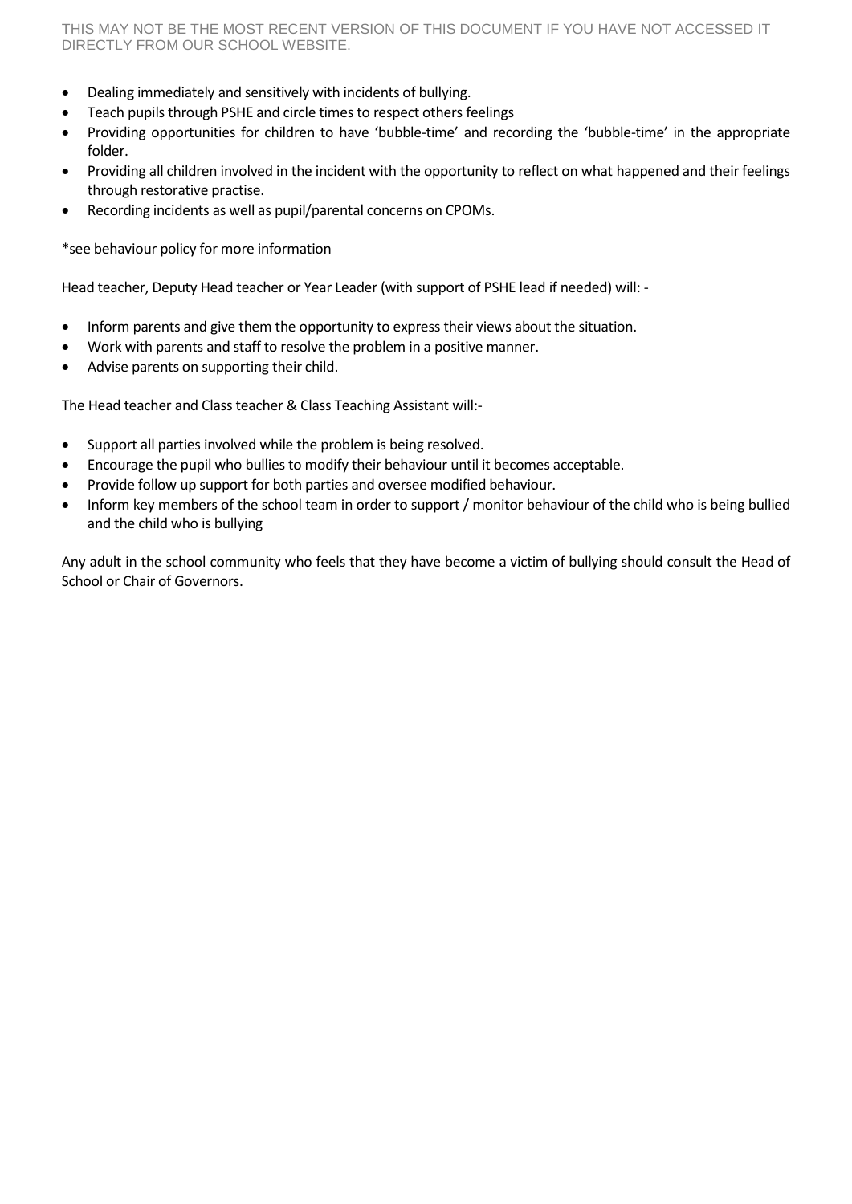- Dealing immediately and sensitively with incidents of bullying.
- Teach pupils through PSHE and circle times to respect others feelings
- Providing opportunities for children to have 'bubble-time' and recording the 'bubble-time' in the appropriate folder.
- Providing all children involved in the incident with the opportunity to reflect on what happened and their feelings through restorative practise.
- Recording incidents as well as pupil/parental concerns on CPOMs.

*see behaviour policy for more information

Head teacher, Deputy Head teacher or Year Leader (with support of PSHE lead if needed) will: -

- Inform parents and give them the opportunity to express their views about the situation.
- Work with parents and staff to resolve the problem in a positive manner.
- Advise parents on supporting their child.

The Head teacher and Class teacher & Class Teaching Assistant will:-

- Support all parties involved while the problem is being resolved.
- Encourage the pupil who bullies to modify their behaviour until it becomes acceptable.
- Provide follow up support for both parties and oversee modified behaviour.
- Inform key members of the school team in order to support / monitor behaviour of the child who is being bullied and the child who is bullying

Any adult in the school community who feels that they have become a victim of bullying should consult the Head of School or Chair of Governors.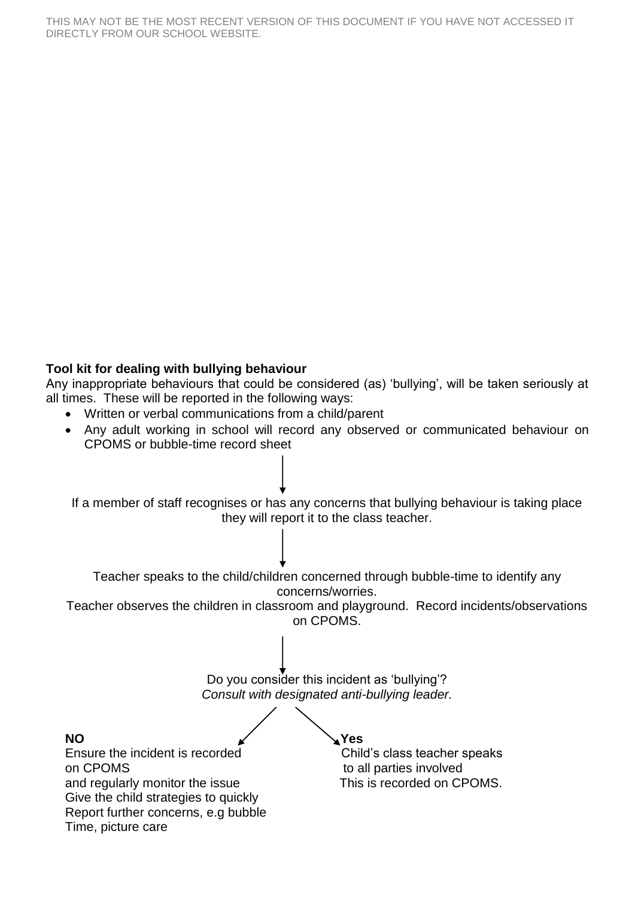**Tool kit for dealing with bullying behaviour**

Any inappropriate behaviours that could be considered (as) 'bullying', will be taken seriously at all times. These will be reported in the following ways:

- Written or verbal communications from a child/parent
- Any adult working in school will record any observed or communicated behaviour on CPOMS or bubble-time record sheet

↓

If a member of staff recognises or has any concerns that bullying behaviour is taking place they will report it to the class teacher.

↓

Teacher speaks to the child/children concerned through bubble-time to identify any concerns/worries.

Teacher observes the children in classroom and playground. Record incidents/observations on CPOMS.

↓

Do you consider this incident as 'bullying'?

*Consult with designated anti-bullying leader.*

**NO**

Ensure the incident is recorded on CPOMS and regularly monitor the issue
Give the child strategies to quickly Report further concerns, e.g bubble Time, picture care

**Yes**

Child's class teacher speaks to all parties involved
This is recorded on CPOMS.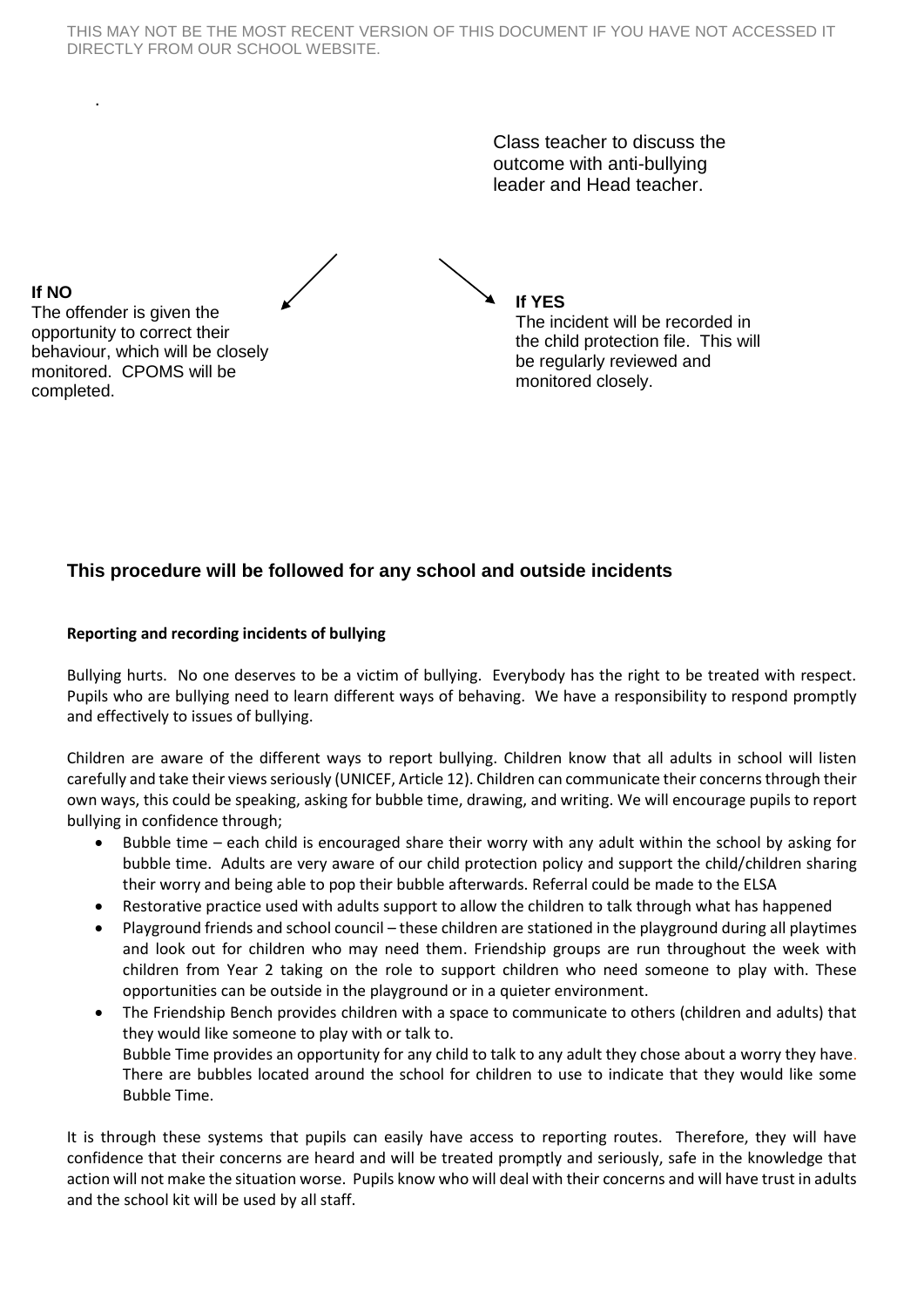Class teacher to discuss the outcome with anti-bullying leader and Head teacher.

**If NO**
The offender is given the opportunity to correct their behaviour, which will be closely monitored. CPOMS will be completed.

**If YES**
The incident will be recorded in the child protection file. This will be regularly reviewed and monitored closely.

### This procedure will be followed for any school and outside incidents

**Reporting and recording incidents of bullying**

Bullying hurts. No one deserves to be a victim of bullying. Everybody has the right to be treated with respect. Pupils who are bullying need to learn different ways of behaving. We have a responsibility to respond promptly and effectively to issues of bullying.

Children are aware of the different ways to report bullying. Children know that all adults in school will listen carefully and take their views seriously (UNICEF, Article 12). Children can communicate their concerns through their own ways, this could be speaking, asking for bubble time, drawing, and writing. We will encourage pupils to report bullying in confidence through;

- Bubble time – each child is encouraged share their worry with any adult within the school by asking for bubble time. Adults are very aware of our child protection policy and support the child/children sharing their worry and being able to pop their bubble afterwards. Referral could be made to the ELSA
- Restorative practice used with adults support to allow the children to talk through what has happened
- Playground friends and school council – these children are stationed in the playground during all playtimes and look out for children who may need them. Friendship groups are run throughout the week with children from Year 2 taking on the role to support children who need someone to play with. These opportunities can be outside in the playground or in a quieter environment.
- The Friendship Bench provides children with a space to communicate to others (children and adults) that they would like someone to play with or talk to.
  Bubble Time provides an opportunity for any child to talk to any adult they chose about a worry they have. There are bubbles located around the school for children to use to indicate that they would like some Bubble Time.

It is through these systems that pupils can easily have access to reporting routes. Therefore, they will have confidence that their concerns are heard and will be treated promptly and seriously, safe in the knowledge that action will not make the situation worse. Pupils know who will deal with their concerns and will have trust in adults and the school kit will be used by all staff.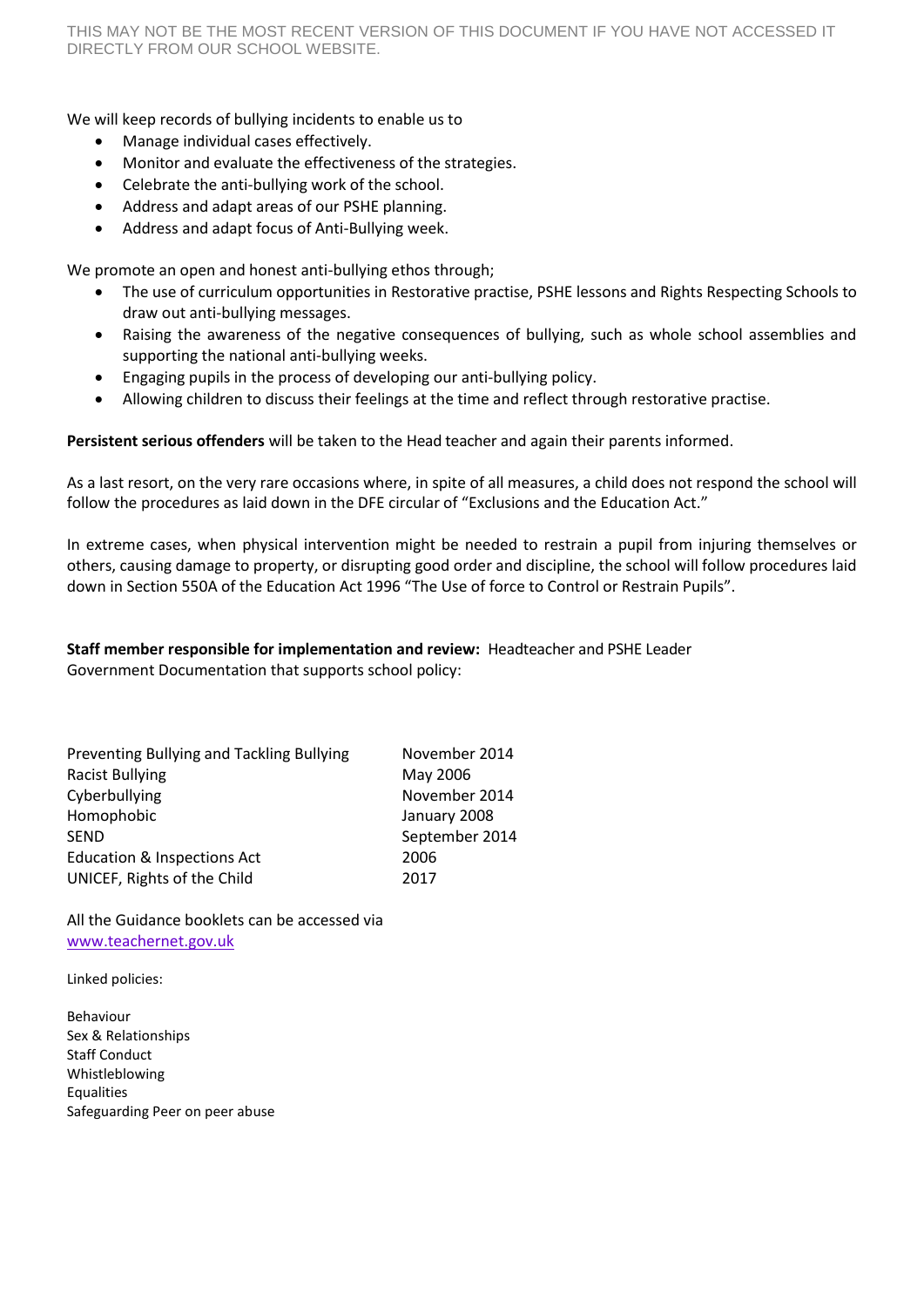We will keep records of bullying incidents to enable us to

- Manage individual cases effectively.
- Monitor and evaluate the effectiveness of the strategies.
- Celebrate the anti-bullying work of the school.
- Address and adapt areas of our PSHE planning.
- Address and adapt focus of Anti-Bullying week.

We promote an open and honest anti-bullying ethos through;

- The use of curriculum opportunities in Restorative practise, PSHE lessons and Rights Respecting Schools to draw out anti-bullying messages.
- Raising the awareness of the negative consequences of bullying, such as whole school assemblies and supporting the national anti-bullying weeks.
- Engaging pupils in the process of developing our anti-bullying policy.
- Allowing children to discuss their feelings at the time and reflect through restorative practise.

**Persistent serious offenders** will be taken to the Head teacher and again their parents informed.

As a last resort, on the very rare occasions where, in spite of all measures, a child does not respond the school will follow the procedures as laid down in the DFE circular of "Exclusions and the Education Act."

In extreme cases, when physical intervention might be needed to restrain a pupil from injuring themselves or others, causing damage to property, or disrupting good order and discipline, the school will follow procedures laid down in Section 550A of the Education Act 1996 "The Use of force to Control or Restrain Pupils".

**Staff member responsible for implementation and review:** Headteacher and PSHE Leader
Government Documentation that supports school policy:

| | |
|---|---|
| Preventing Bullying and Tackling Bullying | November 2014 |
| Racist Bullying | May 2006 |
| Cyberbullying | November 2014 |
| Homophobic | January 2008 |
| SEND | September 2014 |
| Education & Inspections Act | 2006 |
| UNICEF, Rights of the Child | 2017 |

All the Guidance booklets can be accessed via
www.teachernet.gov.uk

Linked policies:

Behaviour
Sex & Relationships
Staff Conduct
Whistleblowing
Equalities
Safeguarding Peer on peer abuse